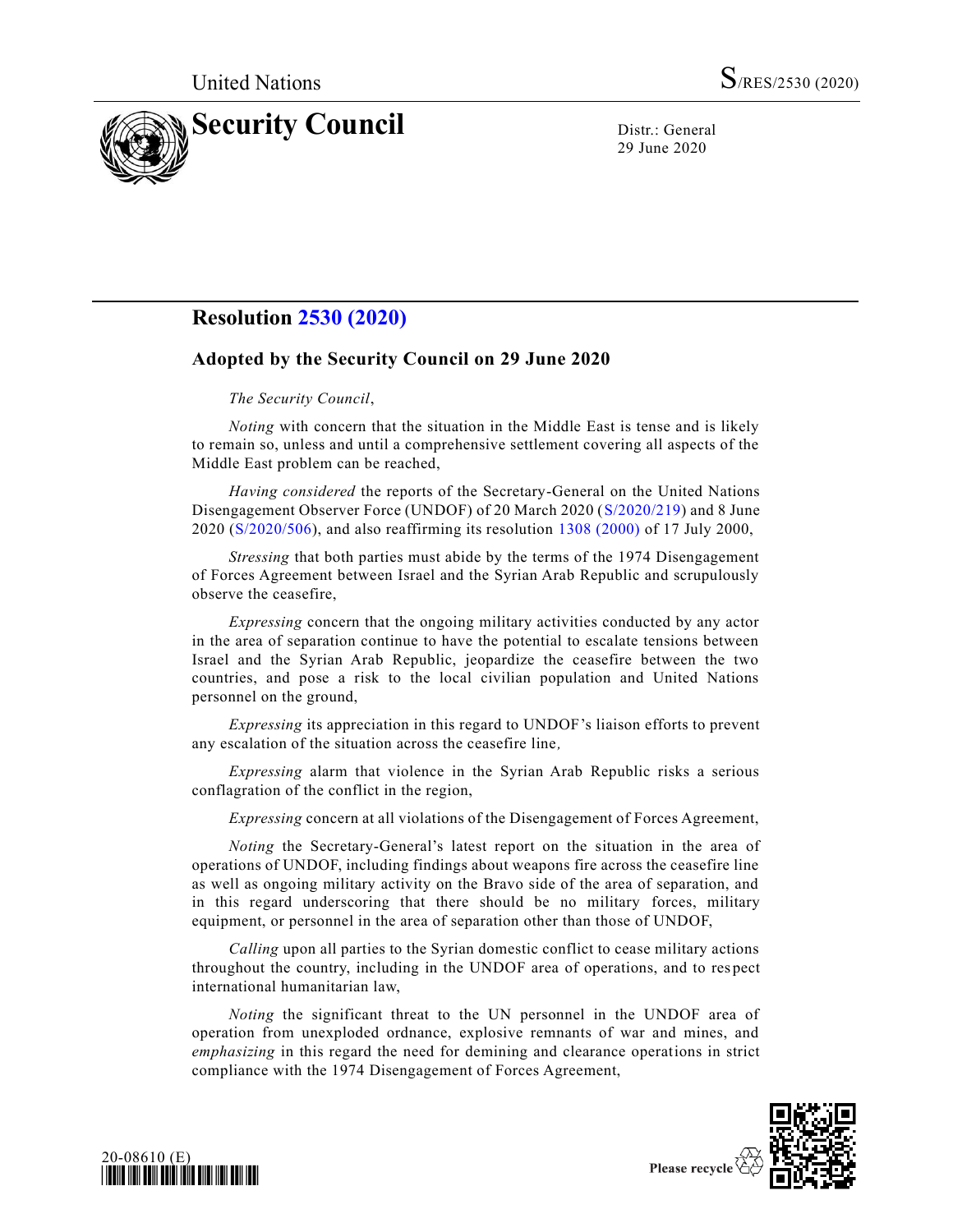# Resolution 2530 (2020)

## Adopted by the Security Council on 29 June 2020

*The Security Council*,

*Noting* with concern that the situation in the Middle East is tense and is likely to remain so, unless and until a comprehensive settlement covering all aspects of the Middle East problem can be reached,

*Having considered* the reports of the Secretary-General on the United Nations Disengagement Observer Force (UNDOF) of 20 March 2020 (S/2020/219) and 8 June 2020 (S/2020/506), and also reaffirming its resolution 1308 (2000) of 17 July 2000,

*Stressing* that both parties must abide by the terms of the 1974 Disengagement of Forces Agreement between Israel and the Syrian Arab Republic and scrupulously observe the ceasefire,

*Expressing* concern that the ongoing military activities conducted by any actor in the area of separation continue to have the potential to escalate tensions between Israel and the Syrian Arab Republic, jeopardize the ceasefire between the two countries, and pose a risk to the local civilian population and United Nations personnel on the ground,

*Expressing* its appreciation in this regard to UNDOF's liaison efforts to prevent any escalation of the situation across the ceasefire line,

*Expressing* alarm that violence in the Syrian Arab Republic risks a serious conflagration of the conflict in the region,

*Expressing* concern at all violations of the Disengagement of Forces Agreement,

*Noting* the Secretary-General's latest report on the situation in the area of operations of UNDOF, including findings about weapons fire across the ceasefire line as well as ongoing military activity on the Bravo side of the area of separation, and in this regard underscoring that there should be no military forces, military equipment, or personnel in the area of separation other than those of UNDOF,

*Calling* upon all parties to the Syrian domestic conflict to cease military actions throughout the country, including in the UNDOF area of operations, and to respect international humanitarian law,

*Noting* the significant threat to the UN personnel in the UNDOF area of operation from unexploded ordnance, explosive remnants of war and mines, and *emphasizing* in this regard the need for demining and clearance operations in strict compliance with the 1974 Disengagement of Forces Agreement,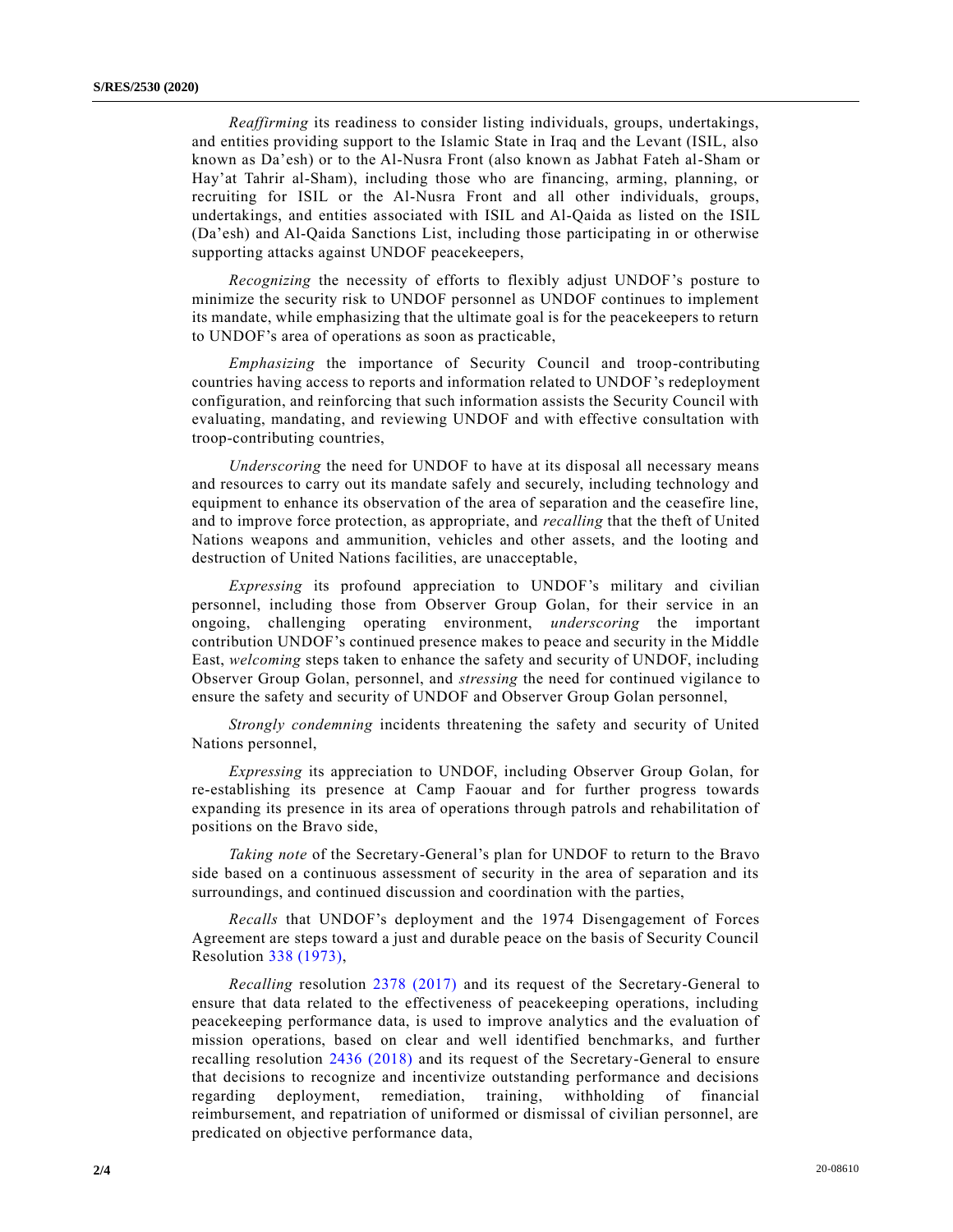*Reaffirming* its readiness to consider listing individuals, groups, undertakings, and entities providing support to the Islamic State in Iraq and the Levant (ISIL, also known as Da'esh) or to the Al-Nusra Front (also known as Jabhat Fateh al-Sham or Hay'at Tahrir al-Sham), including those who are financing, arming, planning, or recruiting for ISIL or the Al-Nusra Front and all other individuals, groups, undertakings, and entities associated with ISIL and Al-Qaida as listed on the ISIL (Da'esh) and Al-Qaida Sanctions List, including those participating in or otherwise supporting attacks against UNDOF peacekeepers,

*Recognizing* the necessity of efforts to flexibly adjust UNDOF's posture to minimize the security risk to UNDOF personnel as UNDOF continues to implement its mandate, while emphasizing that the ultimate goal is for the peacekeepers to return to UNDOF's area of operations as soon as practicable,

*Emphasizing* the importance of Security Council and troop-contributing countries having access to reports and information related to UNDOF's redeployment configuration, and reinforcing that such information assists the Security Council with evaluating, mandating, and reviewing UNDOF and with effective consultation with troop-contributing countries,

*Underscoring* the need for UNDOF to have at its disposal all necessary means and resources to carry out its mandate safely and securely, including technology and equipment to enhance its observation of the area of separation and the ceasefire line, and to improve force protection, as appropriate, and *recalling* that the theft of United Nations weapons and ammunition, vehicles and other assets, and the looting and destruction of United Nations facilities, are unacceptable,

*Expressing* its profound appreciation to UNDOF's military and civilian personnel, including those from Observer Group Golan, for their service in an ongoing, challenging operating environment, *underscoring* the important contribution UNDOF's continued presence makes to peace and security in the Middle East, *welcoming* steps taken to enhance the safety and security of UNDOF, including Observer Group Golan, personnel, and *stressing* the need for continued vigilance to ensure the safety and security of UNDOF and Observer Group Golan personnel,

*Strongly condemning* incidents threatening the safety and security of United Nations personnel,

*Expressing* its appreciation to UNDOF, including Observer Group Golan, for re-establishing its presence at Camp Faouar and for further progress towards expanding its presence in its area of operations through patrols and rehabilitation of positions on the Bravo side,

*Taking note* of the Secretary-General's plan for UNDOF to return to the Bravo side based on a continuous assessment of security in the area of separation and its surroundings, and continued discussion and coordination with the parties,

*Recalls* that UNDOF's deployment and the 1974 Disengagement of Forces Agreement are steps toward a just and durable peace on the basis of Security Council Resolution 338 (1973),

*Recalling* resolution 2378 (2017) and its request of the Secretary-General to ensure that data related to the effectiveness of peacekeeping operations, including peacekeeping performance data, is used to improve analytics and the evaluation of mission operations, based on clear and well identified benchmarks, and further recalling resolution 2436 (2018) and its request of the Secretary-General to ensure that decisions to recognize and incentivize outstanding performance and decisions regarding deployment, remediation, training, withholding of financial reimbursement, and repatriation of uniformed or dismissal of civilian personnel, are predicated on objective performance data,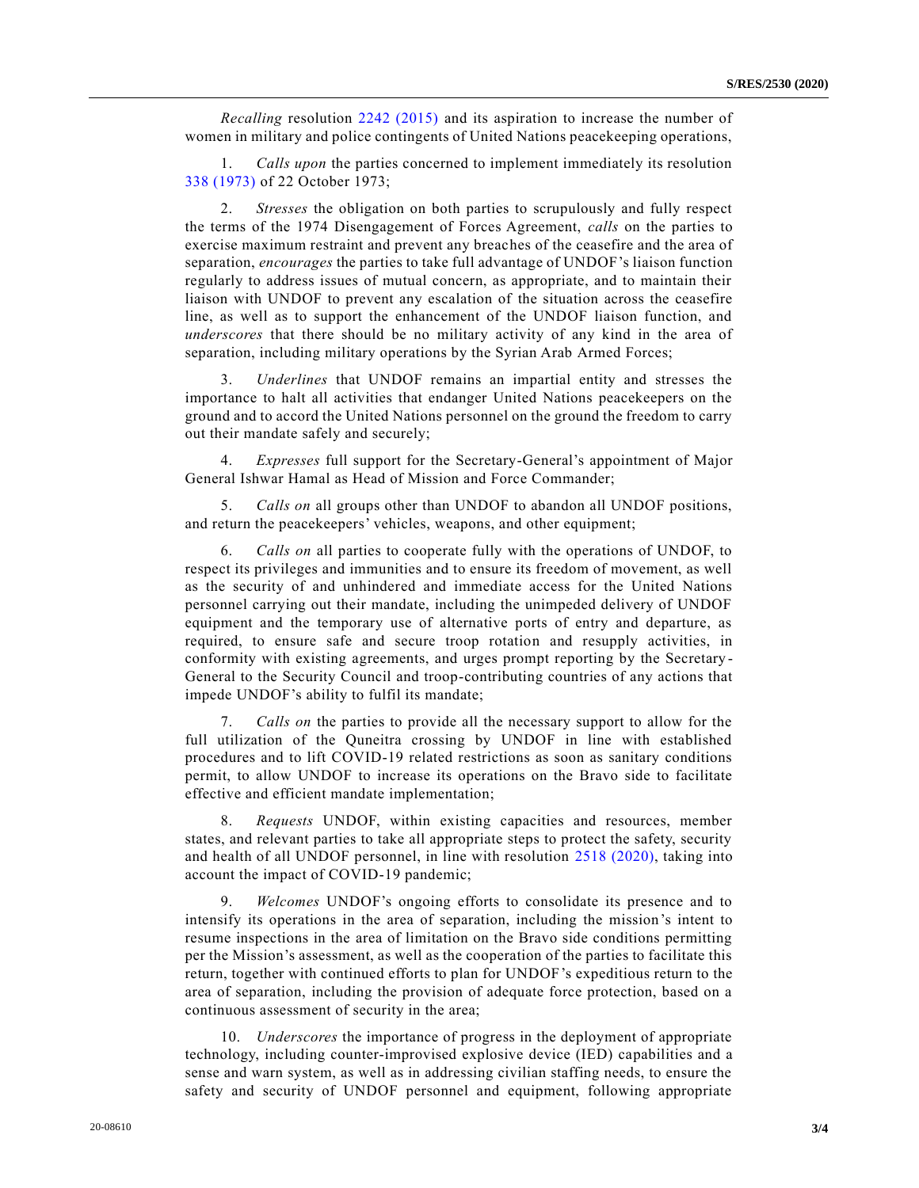*Recalling* resolution 2242 (2015) and its aspiration to increase the number of women in military and police contingents of United Nations peacekeeping operations,

1. *Calls upon* the parties concerned to implement immediately its resolution 338 (1973) of 22 October 1973;

2. *Stresses* the obligation on both parties to scrupulously and fully respect the terms of the 1974 Disengagement of Forces Agreement, *calls* on the parties to exercise maximum restraint and prevent any breaches of the ceasefire and the area of separation, *encourages* the parties to take full advantage of UNDOF's liaison function regularly to address issues of mutual concern, as appropriate, and to maintain their liaison with UNDOF to prevent any escalation of the situation across the ceasefire line, as well as to support the enhancement of the UNDOF liaison function, and *underscores* that there should be no military activity of any kind in the area of separation, including military operations by the Syrian Arab Armed Forces;

3. *Underlines* that UNDOF remains an impartial entity and stresses the importance to halt all activities that endanger United Nations peacekeepers on the ground and to accord the United Nations personnel on the ground the freedom to carry out their mandate safely and securely;

4. *Expresses* full support for the Secretary-General's appointment of Major General Ishwar Hamal as Head of Mission and Force Commander;

5. *Calls on* all groups other than UNDOF to abandon all UNDOF positions, and return the peacekeepers' vehicles, weapons, and other equipment;

6. *Calls on* all parties to cooperate fully with the operations of UNDOF, to respect its privileges and immunities and to ensure its freedom of movement, as well as the security of and unhindered and immediate access for the United Nations personnel carrying out their mandate, including the unimpeded delivery of UNDOF equipment and the temporary use of alternative ports of entry and departure, as required, to ensure safe and secure troop rotation and resupply activities, in conformity with existing agreements, and urges prompt reporting by the Secretary-General to the Security Council and troop-contributing countries of any actions that impede UNDOF's ability to fulfil its mandate;

7. *Calls on* the parties to provide all the necessary support to allow for the full utilization of the Quneitra crossing by UNDOF in line with established procedures and to lift COVID-19 related restrictions as soon as sanitary conditions permit, to allow UNDOF to increase its operations on the Bravo side to facilitate effective and efficient mandate implementation;

8. *Requests* UNDOF, within existing capacities and resources, member states, and relevant parties to take all appropriate steps to protect the safety, security and health of all UNDOF personnel, in line with resolution 2518 (2020), taking into account the impact of COVID-19 pandemic;

9. *Welcomes* UNDOF's ongoing efforts to consolidate its presence and to intensify its operations in the area of separation, including the mission's intent to resume inspections in the area of limitation on the Bravo side conditions permitting per the Mission's assessment, as well as the cooperation of the parties to facilitate this return, together with continued efforts to plan for UNDOF's expeditious return to the area of separation, including the provision of adequate force protection, based on a continuous assessment of security in the area;

10. *Underscores* the importance of progress in the deployment of appropriate technology, including counter-improvised explosive device (IED) capabilities and a sense and warn system, as well as in addressing civilian staffing needs, to ensure the safety and security of UNDOF personnel and equipment, following appropriate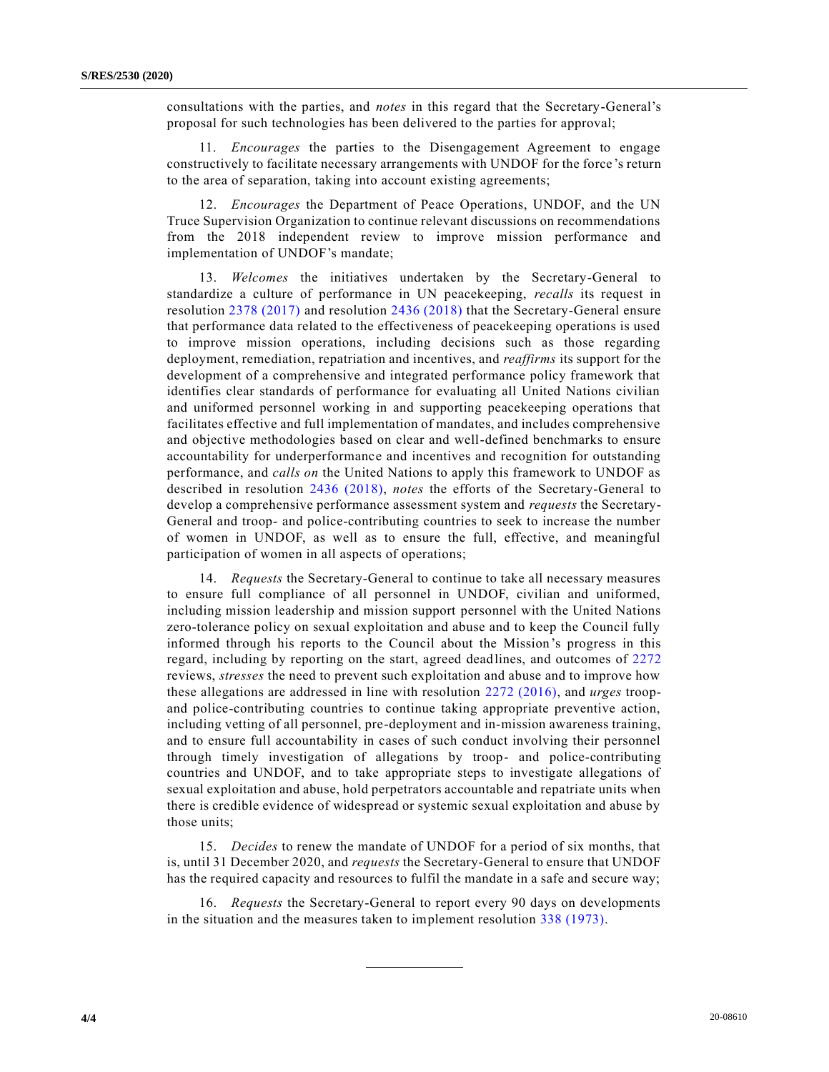consultations with the parties, and *notes* in this regard that the Secretary-General's proposal for such technologies has been delivered to the parties for approval;

11. *Encourages* the parties to the Disengagement Agreement to engage constructively to facilitate necessary arrangements with UNDOF for the force's return to the area of separation, taking into account existing agreements;

12. *Encourages* the Department of Peace Operations, UNDOF, and the UN Truce Supervision Organization to continue relevant discussions on recommendations from the 2018 independent review to improve mission performance and implementation of UNDOF's mandate;

13. *Welcomes* the initiatives undertaken by the Secretary-General to standardize a culture of performance in UN peacekeeping, *recalls* its request in resolution 2378 (2017) and resolution 2436 (2018) that the Secretary-General ensure that performance data related to the effectiveness of peacekeeping operations is used to improve mission operations, including decisions such as those regarding deployment, remediation, repatriation and incentives, and *reaffirms* its support for the development of a comprehensive and integrated performance policy framework that identifies clear standards of performance for evaluating all United Nations civilian and uniformed personnel working in and supporting peacekeeping operations that facilitates effective and full implementation of mandates, and includes comprehensive and objective methodologies based on clear and well-defined benchmarks to ensure accountability for underperformance and incentives and recognition for outstanding performance, and *calls on* the United Nations to apply this framework to UNDOF as described in resolution 2436 (2018), *notes* the efforts of the Secretary-General to develop a comprehensive performance assessment system and *requests* the Secretary-General and troop- and police-contributing countries to seek to increase the number of women in UNDOF, as well as to ensure the full, effective, and meaningful participation of women in all aspects of operations;

14. *Requests* the Secretary-General to continue to take all necessary measures to ensure full compliance of all personnel in UNDOF, civilian and uniformed, including mission leadership and mission support personnel with the United Nations zero-tolerance policy on sexual exploitation and abuse and to keep the Council fully informed through his reports to the Council about the Mission's progress in this regard, including by reporting on the start, agreed deadlines, and outcomes of 2272 reviews, *stresses* the need to prevent such exploitation and abuse and to improve how these allegations are addressed in line with resolution 2272 (2016), and *urges* troop- and police-contributing countries to continue taking appropriate preventive action, including vetting of all personnel, pre-deployment and in-mission awareness training, and to ensure full accountability in cases of such conduct involving their personnel through timely investigation of allegations by troop- and police-contributing countries and UNDOF, and to take appropriate steps to investigate allegations of sexual exploitation and abuse, hold perpetrators accountable and repatriate units when there is credible evidence of widespread or systemic sexual exploitation and abuse by those units;

15. *Decides* to renew the mandate of UNDOF for a period of six months, that is, until 31 December 2020, and *requests* the Secretary-General to ensure that UNDOF has the required capacity and resources to fulfil the mandate in a safe and secure way;

16. *Requests* the Secretary-General to report every 90 days on developments in the situation and the measures taken to implement resolution 338 (1973).